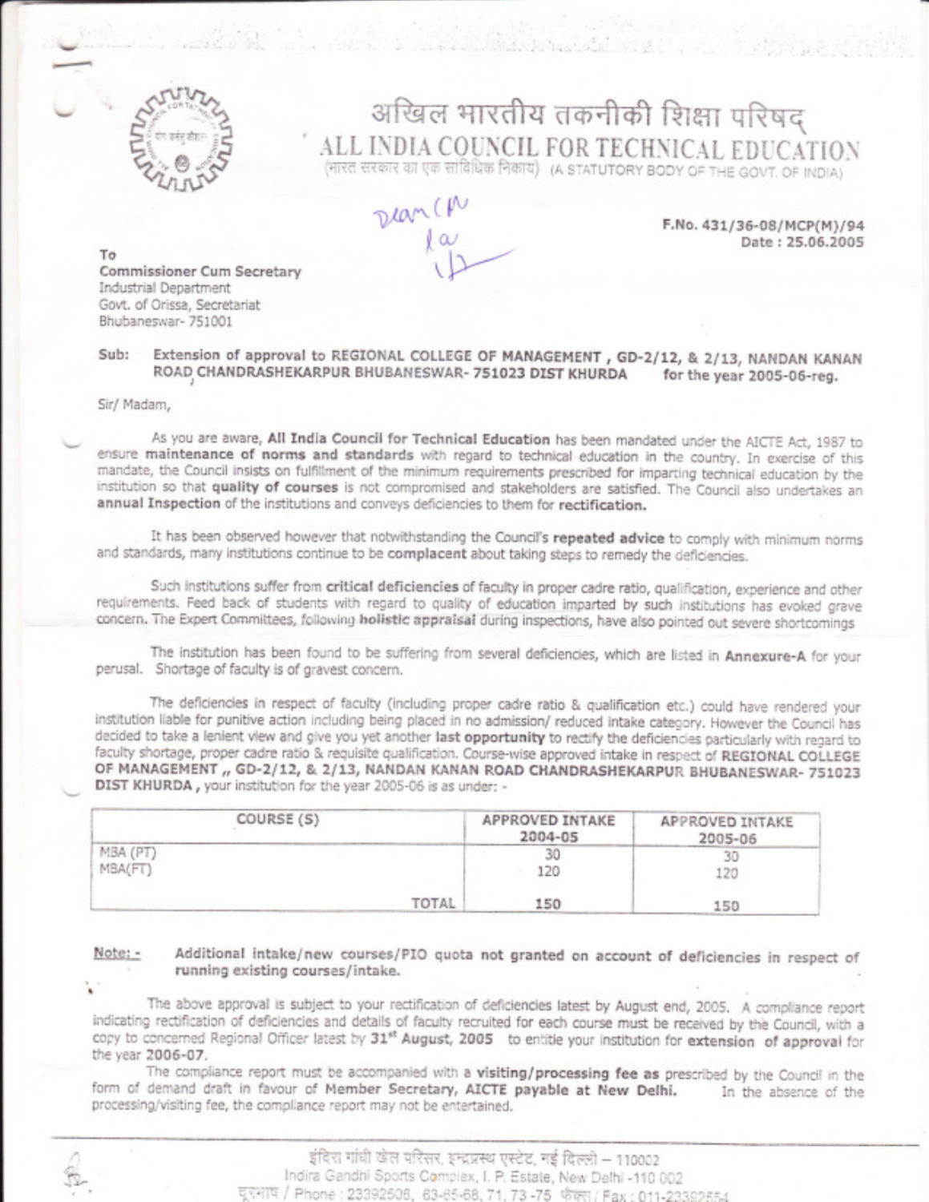# अखिल भारतीय तकनीकी शिक्षा परिषद्
# ALL INDIA COUNCIL FOR TECHNICAL EDUCATION

(भारत सरकार का एक सांविधिक निकाय) (A STATUTORY BODY OF THE GOVT. OF INDIA)

F.No. 431/36-08/MCP(M)/94
Date : 25.06.2005

To
**Commissioner Cum Secretary**
Industrial Department
Govt. of Orissa, Secretariat
Bhubaneswar- 751001

**Sub: Extension of approval to REGIONAL COLLEGE OF MANAGEMENT , GD-2/12, & 2/13, NANDAN KANAN ROAD CHANDRASHEKARPUR BHUBANESWAR- 751023 DIST KHURDA for the year 2005-06-reg.**

Sir/ Madam,

As you are aware, **All India Council for Technical Education** has been mandated under the AICTE Act, 1987 to ensure **maintenance of norms and standards** with regard to technical education in the country. In exercise of this mandate, the Council insists on fulfillment of the minimum requirements prescribed for imparting technical education by the institution so that **quality of courses** is not compromised and stakeholders are satisfied. The Council also undertakes an **annual Inspection** of the institutions and conveys deficiencies to them for **rectification.**

It has been observed however that notwithstanding the Council's **repeated advice** to comply with minimum norms and standards, many institutions continue to be **complacent** about taking steps to remedy the deficiencies.

Such institutions suffer from **critical deficiencies** of faculty in proper cadre ratio, qualification, experience and other requirements. Feed back of students with regard to quality of education imparted by such institutions has evoked grave concern. The Expert Committees, following **holistic appraisal** during inspections, have also pointed out severe shortcomings

The institution has been found to be suffering from several deficiencies, which are listed in **Annexure-A** for your perusal. Shortage of faculty is of gravest concern.

The deficiencies in respect of faculty (including proper cadre ratio & qualification etc.) could have rendered your institution liable for punitive action including being placed in no admission/ reduced intake category. However the Council has decided to take a lenient view and give you yet another **last opportunity** to rectify the deficiencies particularly with regard to faculty shortage, proper cadre ratio & requisite qualification. Course-wise approved intake in respect of **REGIONAL COLLEGE OF MANAGEMENT ,, GD-2/12, & 2/13, NANDAN KANAN ROAD CHANDRASHEKARPUR BHUBANESWAR- 751023 DIST KHURDA ,** your institution for the year 2005-06 is as under: -

| COURSE (S) | APPROVED INTAKE 2004-05 | APPROVED INTAKE 2005-06 |
|---|---|---|
| MBA (PT) | 30 | 30 |
| MBA(FT) | 120 | 120 |
| TOTAL | 150 | 150 |

Note: - **Additional intake/new courses/PIO quota not granted on account of deficiencies in respect of running existing courses/intake.**

The above approval is subject to your rectification of deficiencies latest by August end, 2005. A compliance report indicating rectification of deficiencies and details of faculty recruited for each course must be received by the Council, with a copy to concerned Regional Officer latest by 31st August, 2005 to entitle your institution for **extension of approval** for the year **2006-07.**

The compliance report must be accompanied with a **visiting/processing fee as** prescribed by the Council in the form of demand draft in favour of **Member Secretary, AICTE payable at New Delhi.** In the absence of the processing/visiting fee, the compliance report may not be entertained.

इंदिरा गांधी खेल परिसर, इन्द्रप्रस्थ एस्टेट, नई दिल्ली – 110002
Indira Gandhi Sports Complex, I. P. Estate, New Delhi -110 002
दूरभाष / Phone : 23392506, 63-65-68, 71, 73 -75 फैक्स / Fax : 011-23392554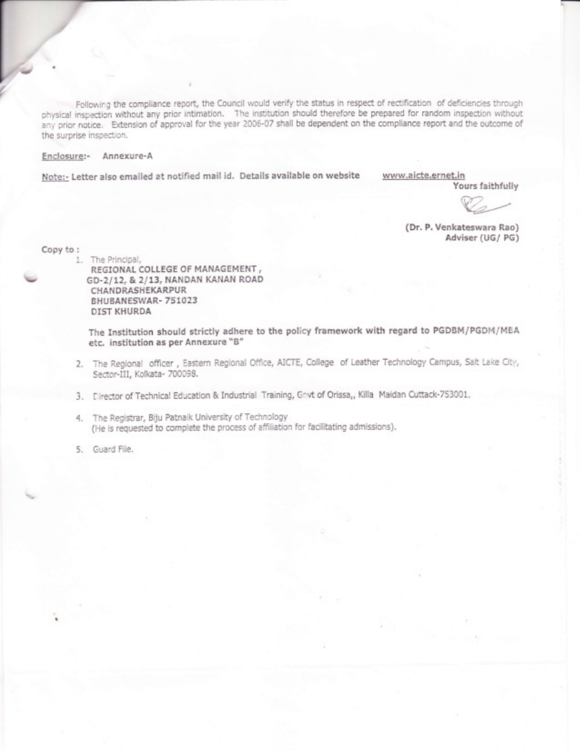Following the compliance report, the Council would verify the status in respect of rectification of deficiencies through physical inspection without any prior intimation. The institution should therefore be prepared for random inspection without any prior notice. Extension of approval for the year 2006-07 shall be dependent on the compliance report and the outcome of the surprise inspection.

Enclosure:- Annexure-A

Note:- Letter also emailed at notified mail id. Details available on website www.aicte.ernet.in

Yours faithfully

(Dr. P. Venkateswara Rao)
Adviser (UG/ PG)

Copy to :

1. The Principal,
   REGIONAL COLLEGE OF MANAGEMENT ,
   GD-2/12, & 2/13, NANDAN KANAN ROAD
   CHANDRASHEKARPUR
   BHUBANESWAR- 751023
   DIST KHURDA

   **The Institution should strictly adhere to the policy framework with regard to PGDBM/PGDM/MBA etc. institution as per Annexure "B"**

2. The Regional officer , Eastern Regional Office, AICTE, College of Leather Technology Campus, Salt Lake City, Sector-III, Kolkata- 700098.

3. Director of Technical Education & Industrial Training, Govt of Orissa,, Killa Maidan Cuttack-753001.

4. The Registrar, Biju Patnaik University of Technology
   (He is requested to complete the process of affiliation for facilitating admissions).

5. Guard File.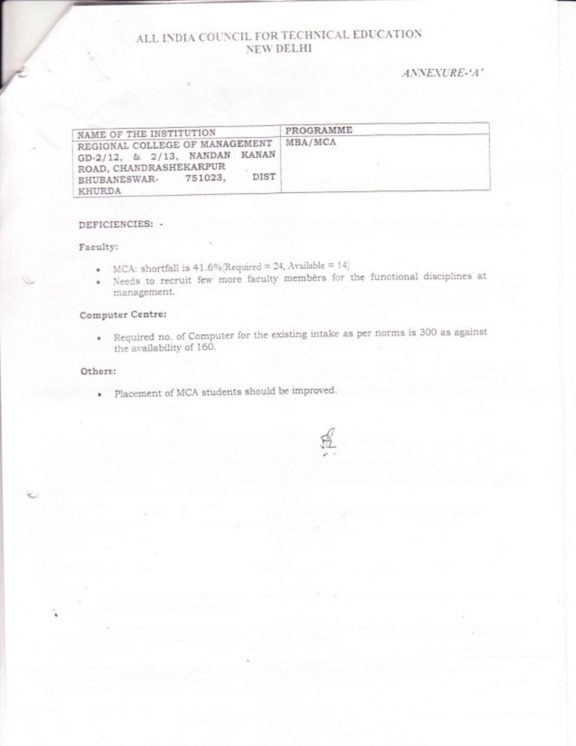ALL INDIA COUNCIL FOR TECHNICAL EDUCATION
NEW DELHI

*ANNEXURE-'A'*

| NAME OF THE INSTITUTION | PROGRAMME |
| --- | --- |
| REGIONAL COLLEGE OF MANAGEMENT GD-2/12, & 2/13, NANDAN KANAN ROAD, CHANDRASHEKARPUR BHUBANESWAR- 751023, DIST KHURDA | MBA/MCA |

DEFICIENCIES: -

Faculty:

- MCA: shortfall is 41.6% (Required = 24, Available = 14)
- Needs to recruit few more faculty members for the functional disciplines at management.

Computer Centre:

- Required no. of Computer for the existing intake as per norms is 300 as against the availability of 160.

Others:

- Placement of MCA students should be improved.